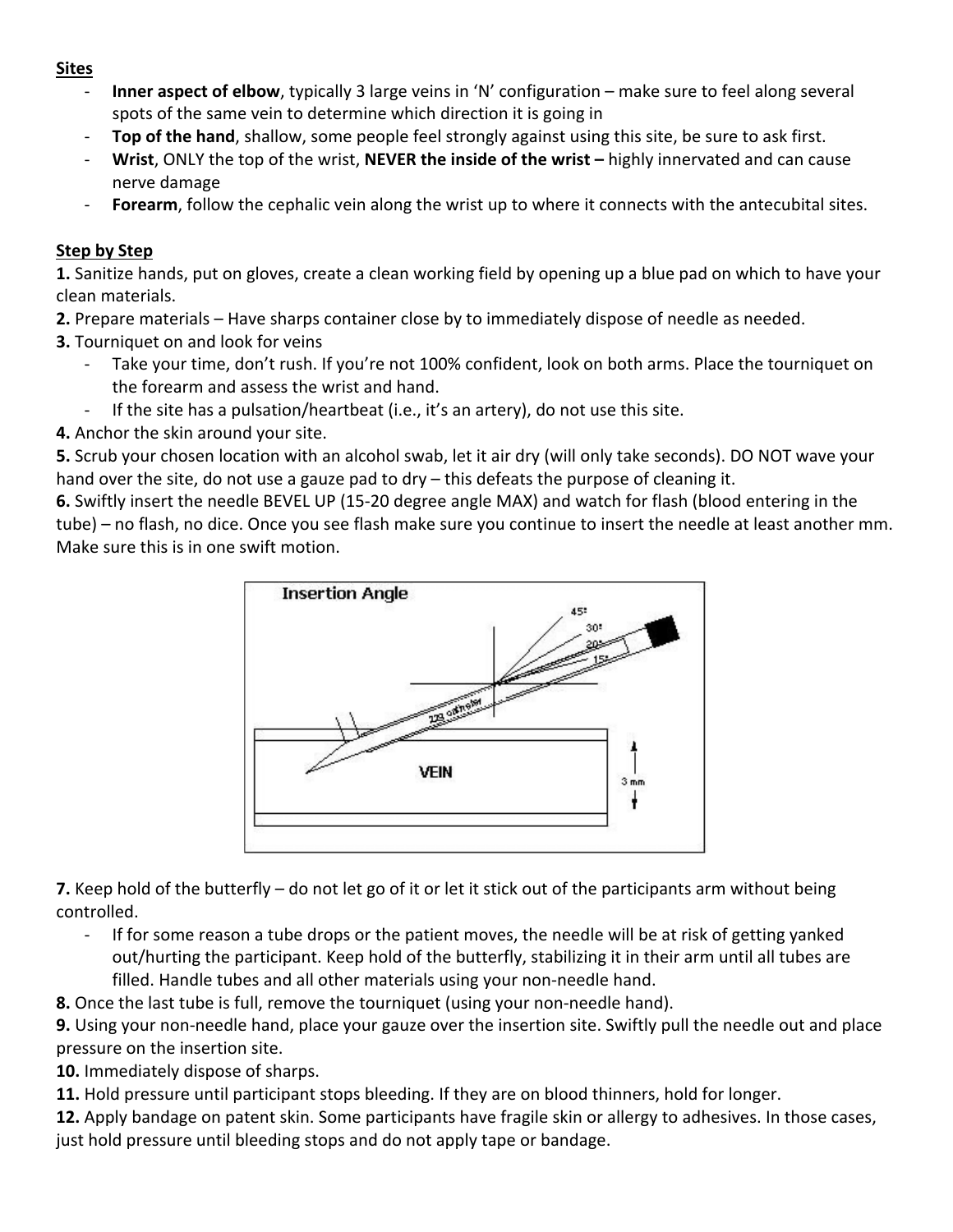**Sites**

- **Inner aspect of elbow**, typically 3 large veins in 'N' configuration – make sure to feel along several spots of the same vein to determine which direction it is going in
- **Top of the hand**, shallow, some people feel strongly against using this site, be sure to ask first.
- **Wrist**, ONLY the top of the wrist, **NEVER the inside of the wrist –** highly innervated and can cause nerve damage
- **Forearm**, follow the cephalic vein along the wrist up to where it connects with the antecubital sites.

**Step by Step**

**1.** Sanitize hands, put on gloves, create a clean working field by opening up a blue pad on which to have your clean materials.

**2.** Prepare materials – Have sharps container close by to immediately dispose of needle as needed.

**3.** Tourniquet on and look for veins

- Take your time, don't rush. If you're not 100% confident, look on both arms. Place the tourniquet on the forearm and assess the wrist and hand.
- If the site has a pulsation/heartbeat (i.e., it's an artery), do not use this site.

**4.** Anchor the skin around your site.

**5.** Scrub your chosen location with an alcohol swab, let it air dry (will only take seconds). DO NOT wave your hand over the site, do not use a gauze pad to dry – this defeats the purpose of cleaning it.

**6.** Swiftly insert the needle BEVEL UP (15-20 degree angle MAX) and watch for flash (blood entering in the tube) – no flash, no dice. Once you see flash make sure you continue to insert the needle at least another mm. Make sure this is in one swift motion.

**7.** Keep hold of the butterfly – do not let go of it or let it stick out of the participants arm without being controlled.

- If for some reason a tube drops or the patient moves, the needle will be at risk of getting yanked out/hurting the participant. Keep hold of the butterfly, stabilizing it in their arm until all tubes are filled. Handle tubes and all other materials using your non-needle hand.

**8.** Once the last tube is full, remove the tourniquet (using your non-needle hand).

**9.** Using your non-needle hand, place your gauze over the insertion site. Swiftly pull the needle out and place pressure on the insertion site.

**10.** Immediately dispose of sharps.

**11.** Hold pressure until participant stops bleeding. If they are on blood thinners, hold for longer.

**12.** Apply bandage on patent skin. Some participants have fragile skin or allergy to adhesives. In those cases, just hold pressure until bleeding stops and do not apply tape or bandage.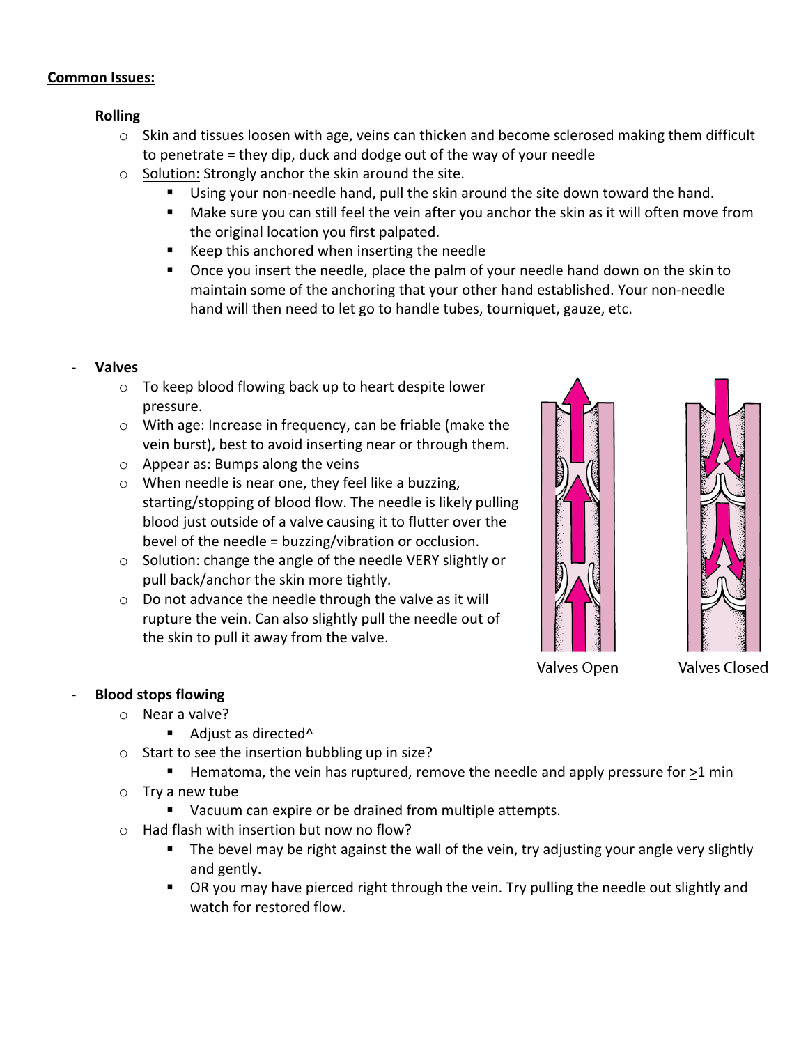**Common Issues:**

**Rolling**

- Skin and tissues loosen with age, veins can thicken and become sclerosed making them difficult to penetrate = they dip, duck and dodge out of the way of your needle
- Solution: Strongly anchor the skin around the site.
  - Using your non-needle hand, pull the skin around the site down toward the hand.
  - Make sure you can still feel the vein after you anchor the skin as it will often move from the original location you first palpated.
  - Keep this anchored when inserting the needle
  - Once you insert the needle, place the palm of your needle hand down on the skin to maintain some of the anchoring that your other hand established. Your non-needle hand will then need to let go to handle tubes, tourniquet, gauze, etc.

- **Valves**
  - To keep blood flowing back up to heart despite lower pressure.
  - With age: Increase in frequency, can be friable (make the vein burst), best to avoid inserting near or through them.
  - Appear as: Bumps along the veins
  - When needle is near one, they feel like a buzzing, starting/stopping of blood flow. The needle is likely pulling blood just outside of a valve causing it to flutter over the bevel of the needle = buzzing/vibration or occlusion.
  - Solution: change the angle of the needle VERY slightly or pull back/anchor the skin more tightly.
  - Do not advance the needle through the valve as it will rupture the vein. Can also slightly pull the needle out of the skin to pull it away from the valve.

Valves Open    Valves Closed

- **Blood stops flowing**
  - Near a valve?
    - Adjust as directed^
  - Start to see the insertion bubbling up in size?
    - Hematoma, the vein has ruptured, remove the needle and apply pressure for $\geq$1 min
  - Try a new tube
    - Vacuum can expire or be drained from multiple attempts.
  - Had flash with insertion but now no flow?
    - The bevel may be right against the wall of the vein, try adjusting your angle very slightly and gently.
    - OR you may have pierced right through the vein. Try pulling the needle out slightly and watch for restored flow.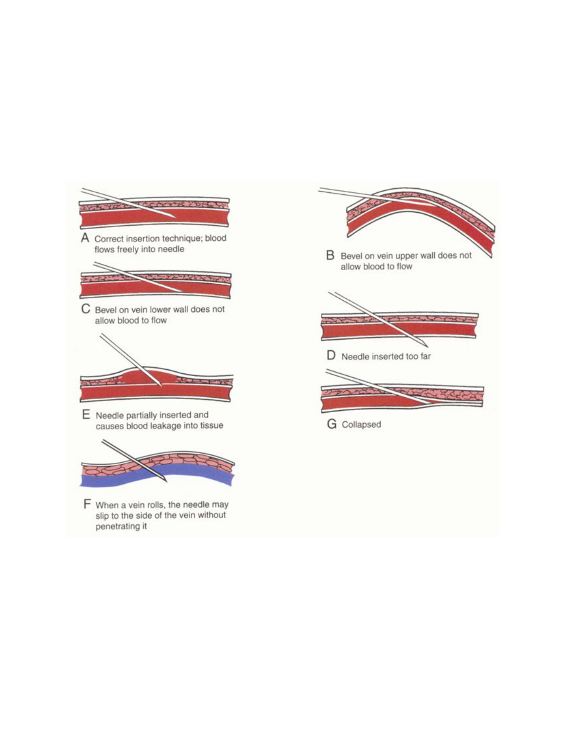A Correct insertion technique; blood flows freely into needle

B Bevel on vein upper wall does not allow blood to flow

C Bevel on vein lower wall does not allow blood to flow

D Needle inserted too far

E Needle partially inserted and causes blood leakage into tissue

F When a vein rolls, the needle may slip to the side of the vein without penetrating it

G Collapsed